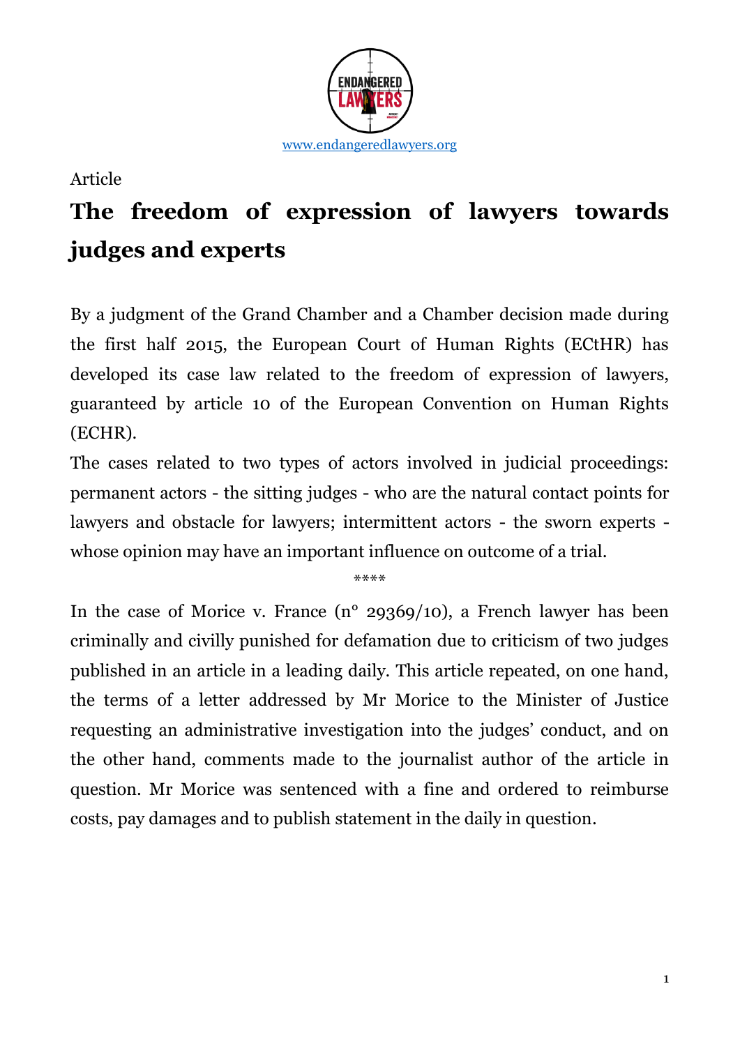www.endangeredlawyers.org

Article

# The freedom of expression of lawyers towards judges and experts

By a judgment of the Grand Chamber and a Chamber decision made during the first half 2015, the European Court of Human Rights (ECtHR) has developed its case law related to the freedom of expression of lawyers, guaranteed by article 10 of the European Convention on Human Rights (ECHR).

The cases related to two types of actors involved in judicial proceedings: permanent actors - the sitting judges - who are the natural contact points for lawyers and obstacle for lawyers; intermittent actors - the sworn experts - whose opinion may have an important influence on outcome of a trial.

\*\*\*\*

In the case of Morice v. France (n° 29369/10), a French lawyer has been criminally and civilly punished for defamation due to criticism of two judges published in an article in a leading daily. This article repeated, on one hand, the terms of a letter addressed by Mr Morice to the Minister of Justice requesting an administrative investigation into the judges' conduct, and on the other hand, comments made to the journalist author of the article in question. Mr Morice was sentenced with a fine and ordered to reimburse costs, pay damages and to publish statement in the daily in question.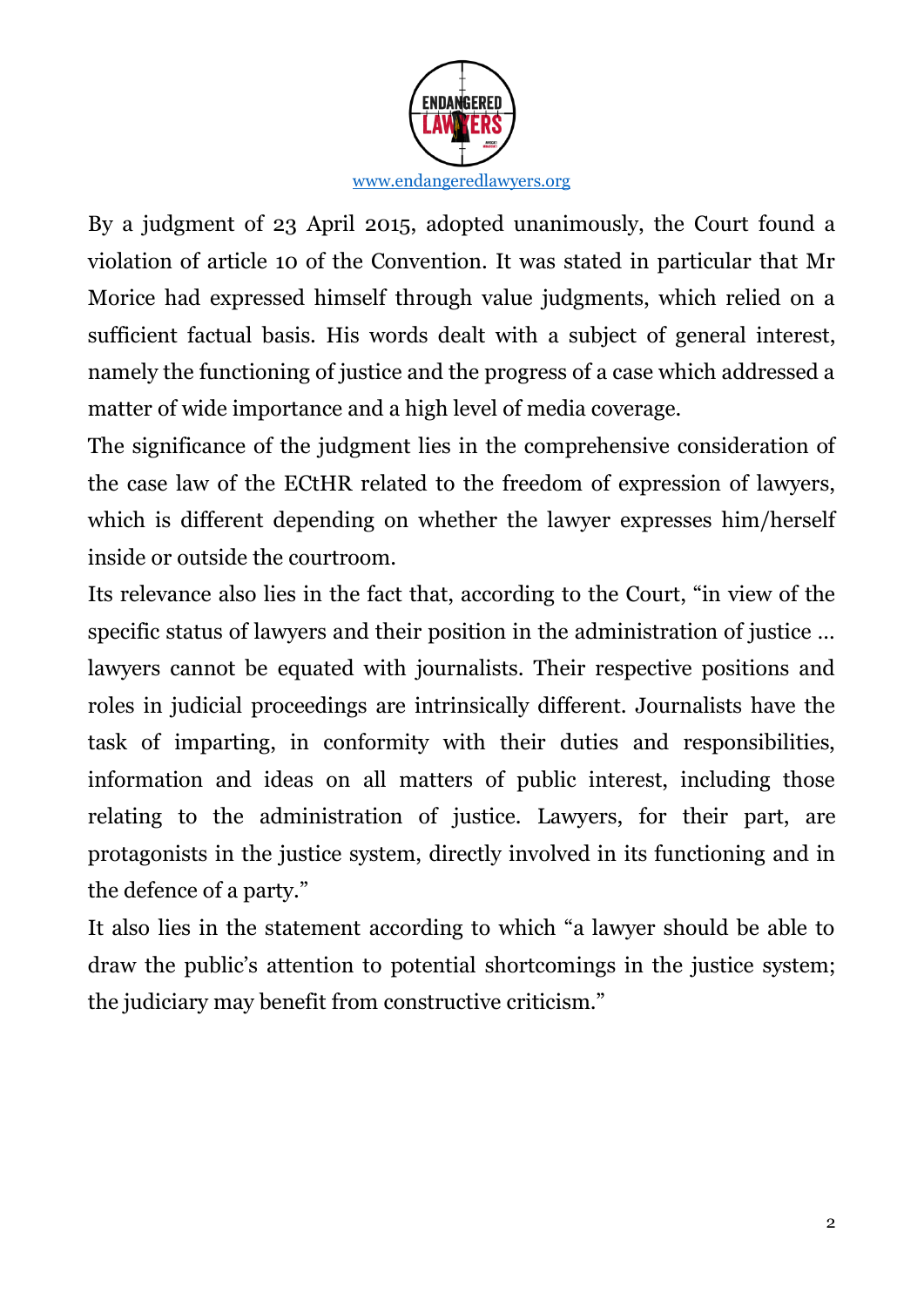By a judgment of 23 April 2015, adopted unanimously, the Court found a violation of article 10 of the Convention. It was stated in particular that Mr Morice had expressed himself through value judgments, which relied on a sufficient factual basis. His words dealt with a subject of general interest, namely the functioning of justice and the progress of a case which addressed a matter of wide importance and a high level of media coverage.

The significance of the judgment lies in the comprehensive consideration of the case law of the ECtHR related to the freedom of expression of lawyers, which is different depending on whether the lawyer expresses him/herself inside or outside the courtroom.

Its relevance also lies in the fact that, according to the Court, "in view of the specific status of lawyers and their position in the administration of justice … lawyers cannot be equated with journalists. Their respective positions and roles in judicial proceedings are intrinsically different. Journalists have the task of imparting, in conformity with their duties and responsibilities, information and ideas on all matters of public interest, including those relating to the administration of justice. Lawyers, for their part, are protagonists in the justice system, directly involved in its functioning and in the defence of a party."

It also lies in the statement according to which "a lawyer should be able to draw the public's attention to potential shortcomings in the justice system; the judiciary may benefit from constructive criticism."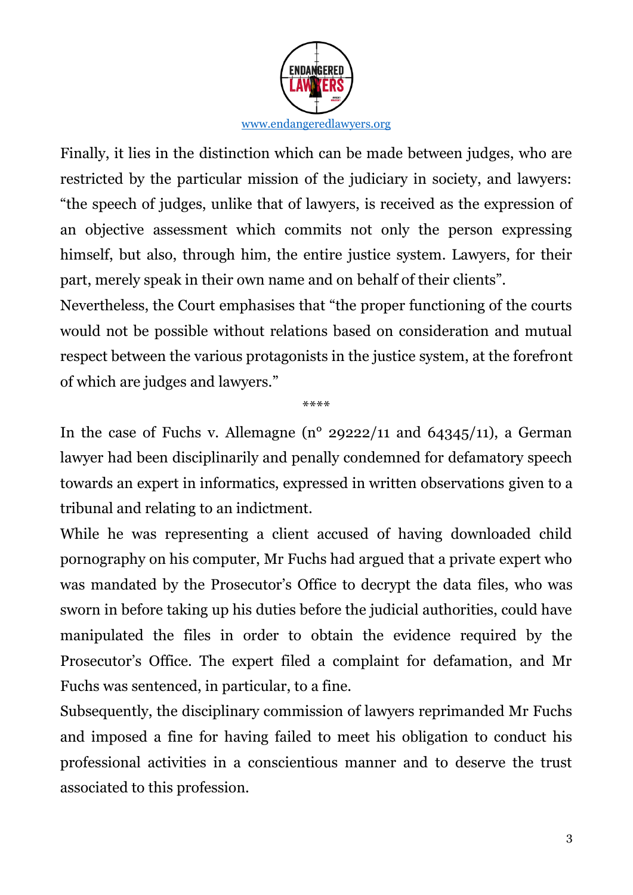Finally, it lies in the distinction which can be made between judges, who are restricted by the particular mission of the judiciary in society, and lawyers: "the speech of judges, unlike that of lawyers, is received as the expression of an objective assessment which commits not only the person expressing himself, but also, through him, the entire justice system. Lawyers, for their part, merely speak in their own name and on behalf of their clients".

Nevertheless, the Court emphasises that "the proper functioning of the courts would not be possible without relations based on consideration and mutual respect between the various protagonists in the justice system, at the forefront of which are judges and lawyers."

****

In the case of Fuchs v. Allemagne (n° 29222/11 and 64345/11), a German lawyer had been disciplinarily and penally condemned for defamatory speech towards an expert in informatics, expressed in written observations given to a tribunal and relating to an indictment.

While he was representing a client accused of having downloaded child pornography on his computer, Mr Fuchs had argued that a private expert who was mandated by the Prosecutor's Office to decrypt the data files, who was sworn in before taking up his duties before the judicial authorities, could have manipulated the files in order to obtain the evidence required by the Prosecutor's Office. The expert filed a complaint for defamation, and Mr Fuchs was sentenced, in particular, to a fine.

Subsequently, the disciplinary commission of lawyers reprimanded Mr Fuchs and imposed a fine for having failed to meet his obligation to conduct his professional activities in a conscientious manner and to deserve the trust associated to this profession.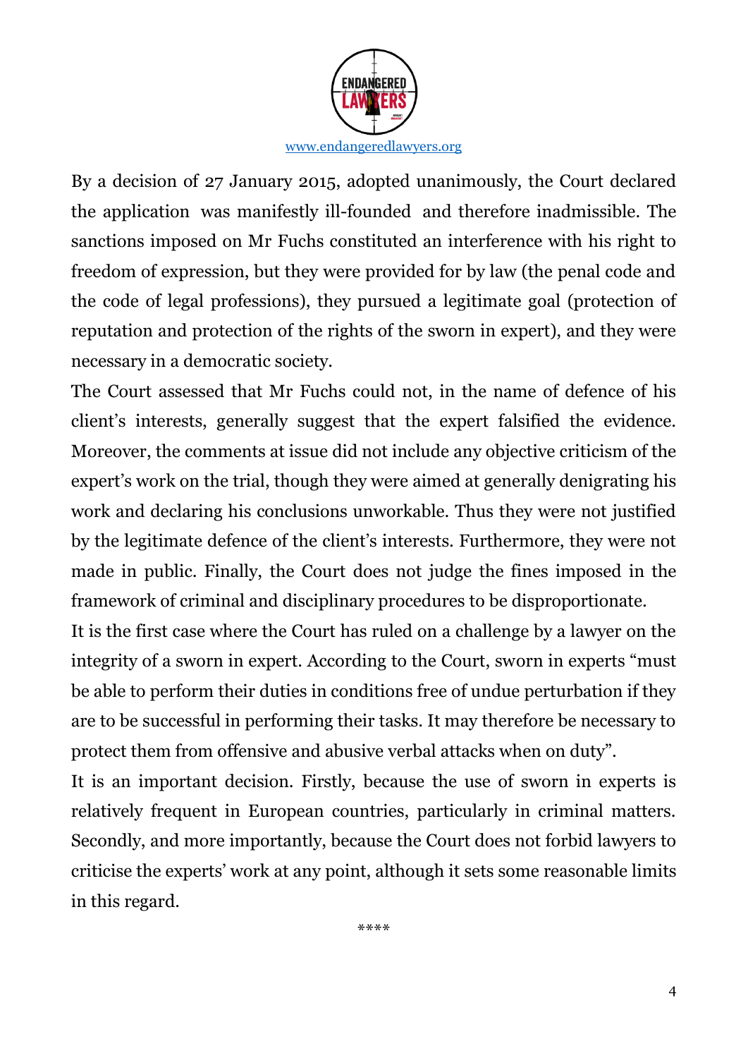By a decision of 27 January 2015, adopted unanimously, the Court declared the application was manifestly ill-founded and therefore inadmissible. The sanctions imposed on Mr Fuchs constituted an interference with his right to freedom of expression, but they were provided for by law (the penal code and the code of legal professions), they pursued a legitimate goal (protection of reputation and protection of the rights of the sworn in expert), and they were necessary in a democratic society.

The Court assessed that Mr Fuchs could not, in the name of defence of his client's interests, generally suggest that the expert falsified the evidence. Moreover, the comments at issue did not include any objective criticism of the expert's work on the trial, though they were aimed at generally denigrating his work and declaring his conclusions unworkable. Thus they were not justified by the legitimate defence of the client's interests. Furthermore, they were not made in public. Finally, the Court does not judge the fines imposed in the framework of criminal and disciplinary procedures to be disproportionate.

It is the first case where the Court has ruled on a challenge by a lawyer on the integrity of a sworn in expert. According to the Court, sworn in experts "must be able to perform their duties in conditions free of undue perturbation if they are to be successful in performing their tasks. It may therefore be necessary to protect them from offensive and abusive verbal attacks when on duty".

It is an important decision. Firstly, because the use of sworn in experts is relatively frequent in European countries, particularly in criminal matters. Secondly, and more importantly, because the Court does not forbid lawyers to criticise the experts' work at any point, although it sets some reasonable limits in this regard.

****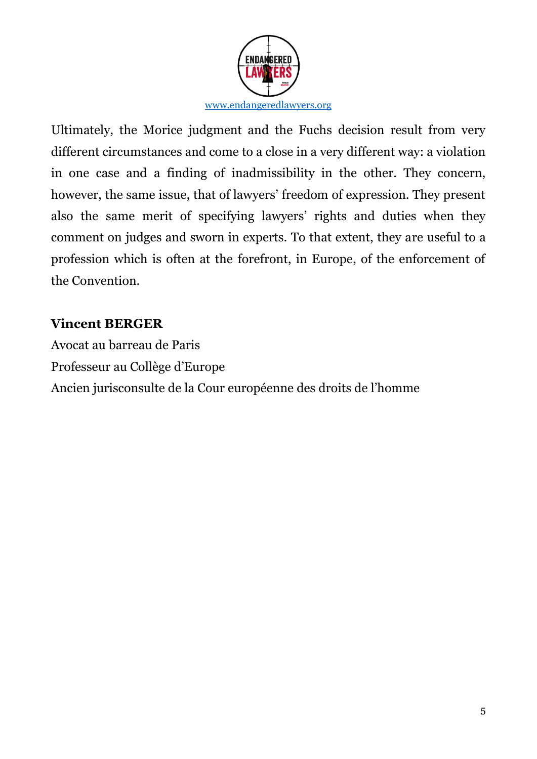Ultimately, the Morice judgment and the Fuchs decision result from very different circumstances and come to a close in a very different way: a violation in one case and a finding of inadmissibility in the other. They concern, however, the same issue, that of lawyers' freedom of expression. They present also the same merit of specifying lawyers' rights and duties when they comment on judges and sworn in experts. To that extent, they are useful to a profession which is often at the forefront, in Europe, of the enforcement of the Convention.

**Vincent BERGER**

Avocat au barreau de Paris

Professeur au Collège d'Europe

Ancien jurisconsulte de la Cour européenne des droits de l'homme